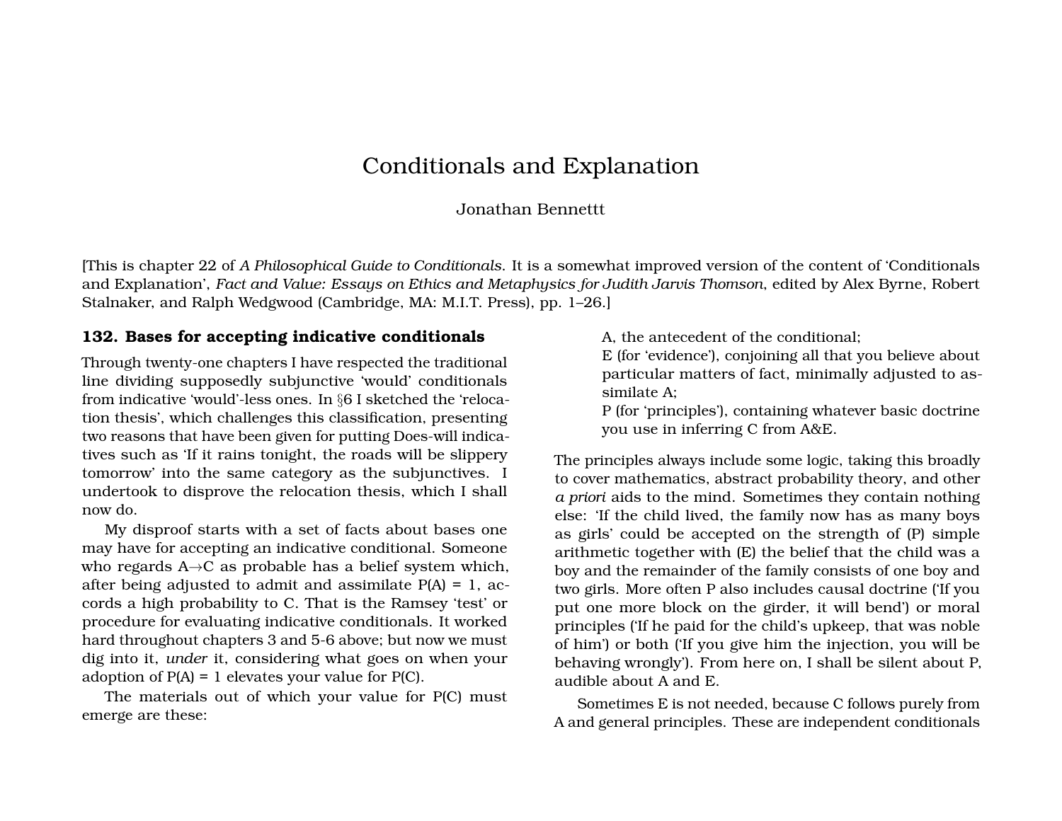# Conditionals and Explanation

Jonathan Bennettt

[This is chapter 22 of *A Philosophical Guide to Conditionals*. It is a somewhat improved version of the content of 'Conditionals and Explanation', *Fact and Value: Essays on Ethics and Metaphysics for Judith Jarvis Thomson*, edited by Alex Byrne, Robert Stalnaker, and Ralph Wedgwood (Cambridge, MA: M.I.T. Press), pp. 1–26.]

## 132. Bases for accepting indicative conditionals

Through twenty-one chapters I have respected the traditional line dividing supposedly subjunctive 'would' conditionals from indicative 'would'-less ones. In §6 I sketched the 'relocation thesis', which challenges this classification, presenting two reasons that have been given for putting Does-will indicatives such as 'If it rains tonight, the roads will be slippery tomorrow' into the same category as the subjunctives. I undertook to disprove the relocation thesis, which I shall now do.

My disproof starts with a set of facts about bases one may have for accepting an indicative conditional. Someone who regards A→C as probable has a belief system which, after being adjusted to admit and assimilate P(A) = 1, accords a high probability to C. That is the Ramsey 'test' or procedure for evaluating indicative conditionals. It worked hard throughout chapters 3 and 5-6 above; but now we must dig into it, *under* it, considering what goes on when your adoption of P(A) = 1 elevates your value for P(C).

The materials out of which your value for P(C) must emerge are these:

> A, the antecedent of the conditional;
> E (for 'evidence'), conjoining all that you believe about particular matters of fact, minimally adjusted to assimilate A;
> P (for 'principles'), containing whatever basic doctrine you use in inferring C from A&E.

The principles always include some logic, taking this broadly to cover mathematics, abstract probability theory, and other *a priori* aids to the mind. Sometimes they contain nothing else: 'If the child lived, the family now has as many boys as girls' could be accepted on the strength of (P) simple arithmetic together with (E) the belief that the child was a boy and the remainder of the family consists of one boy and two girls. More often P also includes causal doctrine ('If you put one more block on the girder, it will bend') or moral principles ('If he paid for the child's upkeep, that was noble of him') or both ('If you give him the injection, you will be behaving wrongly'). From here on, I shall be silent about P, audible about A and E.

Sometimes E is not needed, because C follows purely from A and general principles. These are independent conditionals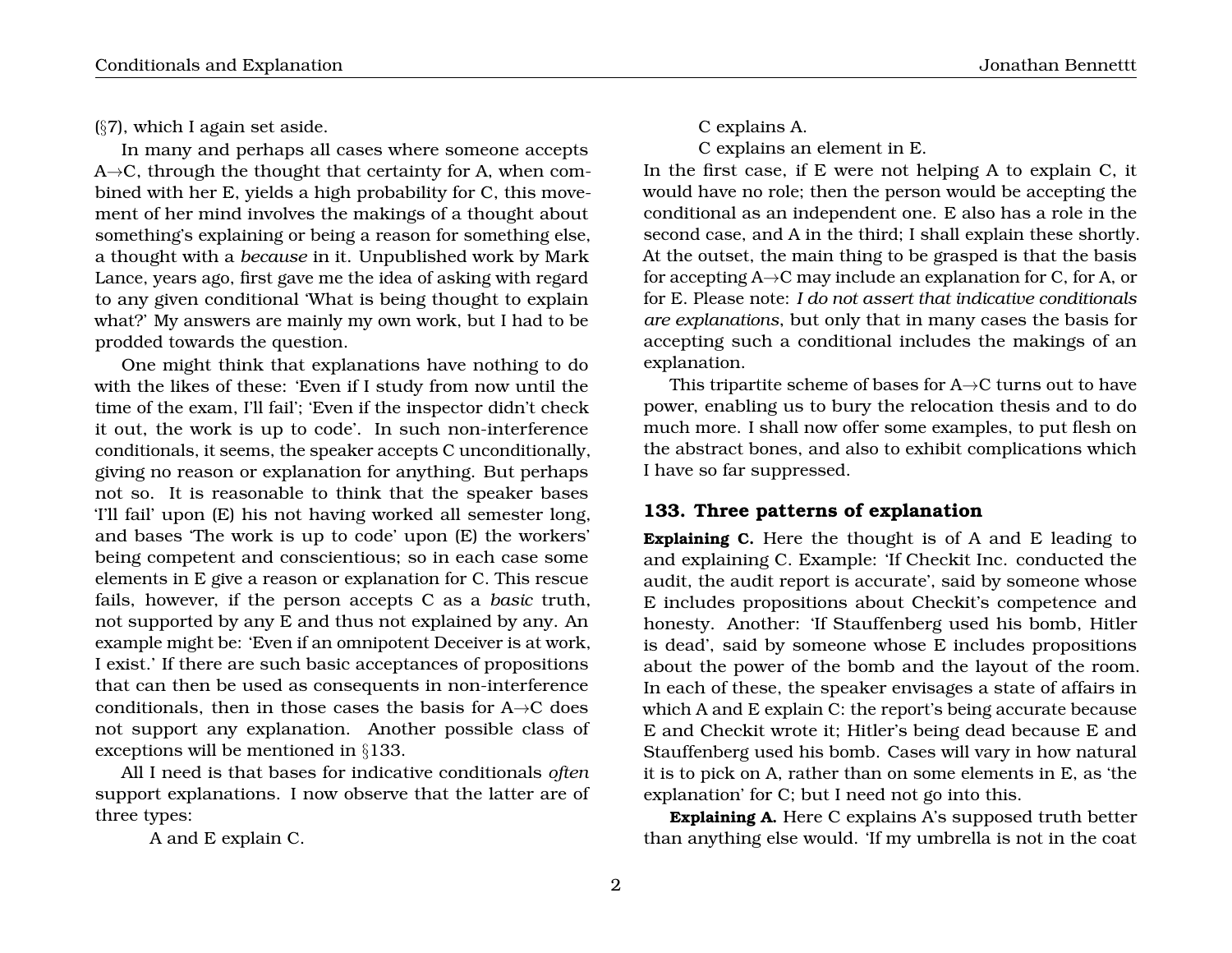(§7), which I again set aside.

In many and perhaps all cases where someone accepts A→C, through the thought that certainty for A, when combined with her E, yields a high probability for C, this movement of her mind involves the makings of a thought about something's explaining or being a reason for something else, a thought with a *because* in it. Unpublished work by Mark Lance, years ago, first gave me the idea of asking with regard to any given conditional 'What is being thought to explain what?' My answers are mainly my own work, but I had to be prodded towards the question.

One might think that explanations have nothing to do with the likes of these: 'Even if I study from now until the time of the exam, I'll fail'; 'Even if the inspector didn't check it out, the work is up to code'. In such non-interference conditionals, it seems, the speaker accepts C unconditionally, giving no reason or explanation for anything. But perhaps not so. It is reasonable to think that the speaker bases 'I'll fail' upon (E) his not having worked all semester long, and bases 'The work is up to code' upon (E) the workers' being competent and conscientious; so in each case some elements in E give a reason or explanation for C. This rescue fails, however, if the person accepts C as a *basic* truth, not supported by any E and thus not explained by any. An example might be: 'Even if an omnipotent Deceiver is at work, I exist.' If there are such basic acceptances of propositions that can then be used as consequents in non-interference conditionals, then in those cases the basis for A→C does not support any explanation. Another possible class of exceptions will be mentioned in §133.

All I need is that bases for indicative conditionals *often* support explanations. I now observe that the latter are of three types:

A and E explain C.

C explains A.

C explains an element in E.

In the first case, if E were not helping A to explain C, it would have no role; then the person would be accepting the conditional as an independent one. E also has a role in the second case, and A in the third; I shall explain these shortly. At the outset, the main thing to be grasped is that the basis for accepting A→C may include an explanation for C, for A, or for E. Please note: *I do not assert that indicative conditionals are explanations*, but only that in many cases the basis for accepting such a conditional includes the makings of an explanation.

This tripartite scheme of bases for A→C turns out to have power, enabling us to bury the relocation thesis and to do much more. I shall now offer some examples, to put flesh on the abstract bones, and also to exhibit complications which I have so far suppressed.

## 133. Three patterns of explanation

**Explaining C.** Here the thought is of A and E leading to and explaining C. Example: 'If Checkit Inc. conducted the audit, the audit report is accurate', said by someone whose E includes propositions about Checkit's competence and honesty. Another: 'If Stauffenberg used his bomb, Hitler is dead', said by someone whose E includes propositions about the power of the bomb and the layout of the room. In each of these, the speaker envisages a state of affairs in which A and E explain C: the report's being accurate because E and Checkit wrote it; Hitler's being dead because E and Stauffenberg used his bomb. Cases will vary in how natural it is to pick on A, rather than on some elements in E, as 'the explanation' for C; but I need not go into this.

**Explaining A.** Here C explains A's supposed truth better than anything else would. 'If my umbrella is not in the coat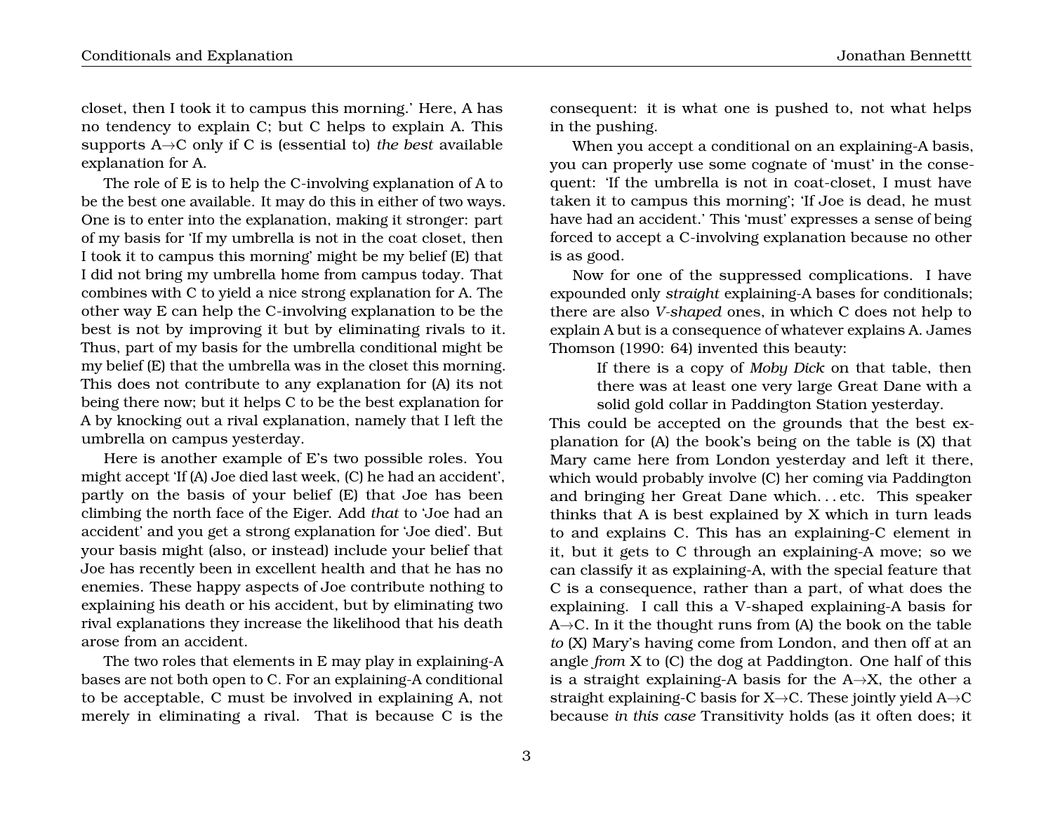closet, then I took it to campus this morning.' Here, A has no tendency to explain C; but C helps to explain A. This supports A→C only if C is (essential to) *the best* available explanation for A.

The role of E is to help the C-involving explanation of A to be the best one available. It may do this in either of two ways. One is to enter into the explanation, making it stronger: part of my basis for 'If my umbrella is not in the coat closet, then I took it to campus this morning' might be my belief (E) that I did not bring my umbrella home from campus today. That combines with C to yield a nice strong explanation for A. The other way E can help the C-involving explanation to be the best is not by improving it but by eliminating rivals to it. Thus, part of my basis for the umbrella conditional might be my belief (E) that the umbrella was in the closet this morning. This does not contribute to any explanation for (A) its not being there now; but it helps C to be the best explanation for A by knocking out a rival explanation, namely that I left the umbrella on campus yesterday.

Here is another example of E's two possible roles. You might accept 'If (A) Joe died last week, (C) he had an accident', partly on the basis of your belief (E) that Joe has been climbing the north face of the Eiger. Add *that* to 'Joe had an accident' and you get a strong explanation for 'Joe died'. But your basis might (also, or instead) include your belief that Joe has recently been in excellent health and that he has no enemies. These happy aspects of Joe contribute nothing to explaining his death or his accident, but by eliminating two rival explanations they increase the likelihood that his death arose from an accident.

The two roles that elements in E may play in explaining-A bases are not both open to C. For an explaining-A conditional to be acceptable, C must be involved in explaining A, not merely in eliminating a rival. That is because C is the consequent: it is what one is pushed to, not what helps in the pushing.

When you accept a conditional on an explaining-A basis, you can properly use some cognate of 'must' in the consequent: 'If the umbrella is not in coat-closet, I must have taken it to campus this morning'; 'If Joe is dead, he must have had an accident.' This 'must' expresses a sense of being forced to accept a C-involving explanation because no other is as good.

Now for one of the suppressed complications. I have expounded only *straight* explaining-A bases for conditionals; there are also *V-shaped* ones, in which C does not help to explain A but is a consequence of whatever explains A. James Thomson (1990: 64) invented this beauty:

> If there is a copy of *Moby Dick* on that table, then there was at least one very large Great Dane with a solid gold collar in Paddington Station yesterday.

This could be accepted on the grounds that the best explanation for (A) the book's being on the table is (X) that Mary came here from London yesterday and left it there, which would probably involve (C) her coming via Paddington and bringing her Great Dane which. . . etc. This speaker thinks that A is best explained by X which in turn leads to and explains C. This has an explaining-C element in it, but it gets to C through an explaining-A move; so we can classify it as explaining-A, with the special feature that C is a consequence, rather than a part, of what does the explaining. I call this a V-shaped explaining-A basis for A→C. In it the thought runs from (A) the book on the table *to* (X) Mary's having come from London, and then off at an angle *from* X to (C) the dog at Paddington. One half of this is a straight explaining-A basis for the A→X, the other a straight explaining-C basis for X→C. These jointly yield A→C because *in this case* Transitivity holds (as it often does; it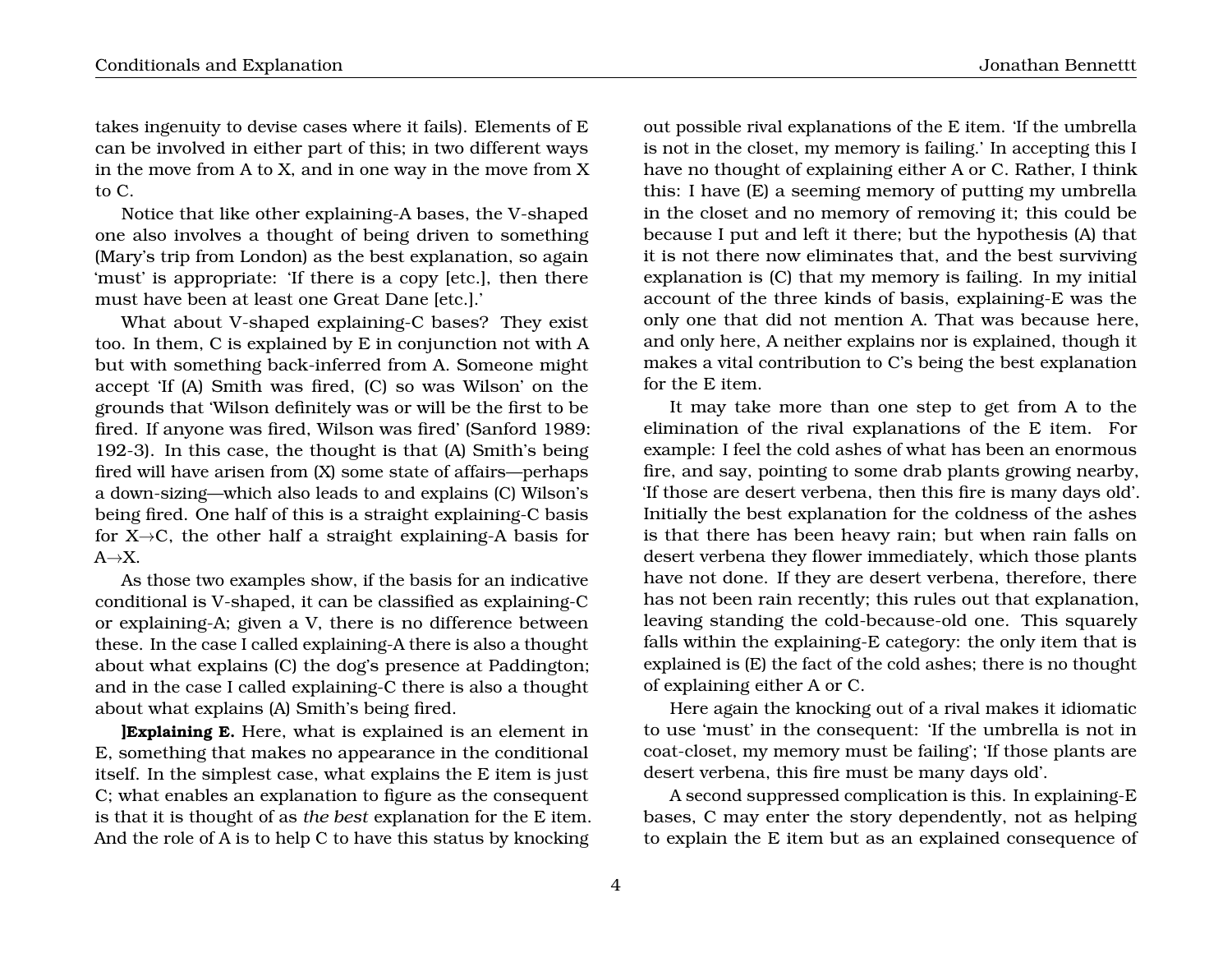takes ingenuity to devise cases where it fails). Elements of E can be involved in either part of this; in two different ways in the move from A to X, and in one way in the move from X to C.

Notice that like other explaining-A bases, the V-shaped one also involves a thought of being driven to something (Mary's trip from London) as the best explanation, so again 'must' is appropriate: 'If there is a copy [etc.], then there must have been at least one Great Dane [etc.].'

What about V-shaped explaining-C bases? They exist too. In them, C is explained by E in conjunction not with A but with something back-inferred from A. Someone might accept 'If (A) Smith was fired, (C) so was Wilson' on the grounds that 'Wilson definitely was or will be the first to be fired. If anyone was fired, Wilson was fired' (Sanford 1989: 192-3). In this case, the thought is that (A) Smith's being fired will have arisen from (X) some state of affairs—perhaps a down-sizing—which also leads to and explains (C) Wilson's being fired. One half of this is a straight explaining-C basis for X→C, the other half a straight explaining-A basis for A→X.

As those two examples show, if the basis for an indicative conditional is V-shaped, it can be classified as explaining-C or explaining-A; given a V, there is no difference between these. In the case I called explaining-A there is also a thought about what explains (C) the dog's presence at Paddington; and in the case I called explaining-C there is also a thought about what explains (A) Smith's being fired.

**]Explaining E.** Here, what is explained is an element in E, something that makes no appearance in the conditional itself. In the simplest case, what explains the E item is just C; what enables an explanation to figure as the consequent is that it is thought of as *the best* explanation for the E item. And the role of A is to help C to have this status by knocking out possible rival explanations of the E item. 'If the umbrella is not in the closet, my memory is failing.' In accepting this I have no thought of explaining either A or C. Rather, I think this: I have (E) a seeming memory of putting my umbrella in the closet and no memory of removing it; this could be because I put and left it there; but the hypothesis (A) that it is not there now eliminates that, and the best surviving explanation is (C) that my memory is failing. In my initial account of the three kinds of basis, explaining-E was the only one that did not mention A. That was because here, and only here, A neither explains nor is explained, though it makes a vital contribution to C's being the best explanation for the E item.

It may take more than one step to get from A to the elimination of the rival explanations of the E item. For example: I feel the cold ashes of what has been an enormous fire, and say, pointing to some drab plants growing nearby, 'If those are desert verbena, then this fire is many days old'. Initially the best explanation for the coldness of the ashes is that there has been heavy rain; but when rain falls on desert verbena they flower immediately, which those plants have not done. If they are desert verbena, therefore, there has not been rain recently; this rules out that explanation, leaving standing the cold-because-old one. This squarely falls within the explaining-E category: the only item that is explained is (E) the fact of the cold ashes; there is no thought of explaining either A or C.

Here again the knocking out of a rival makes it idiomatic to use 'must' in the consequent: 'If the umbrella is not in coat-closet, my memory must be failing'; 'If those plants are desert verbena, this fire must be many days old'.

A second suppressed complication is this. In explaining-E bases, C may enter the story dependently, not as helping to explain the E item but as an explained consequence of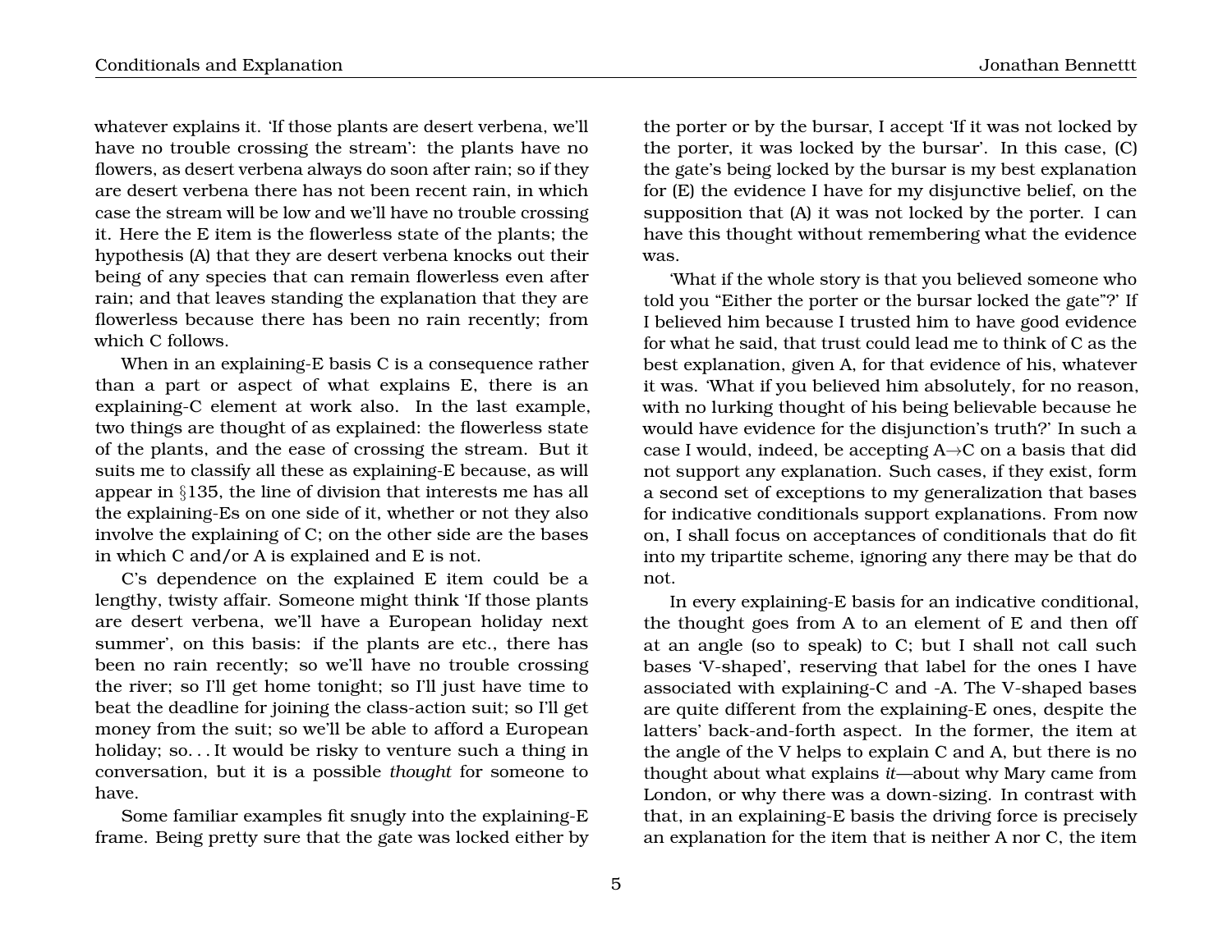whatever explains it. 'If those plants are desert verbena, we'll have no trouble crossing the stream': the plants have no flowers, as desert verbena always do soon after rain; so if they are desert verbena there has not been recent rain, in which case the stream will be low and we'll have no trouble crossing it. Here the E item is the flowerless state of the plants; the hypothesis (A) that they are desert verbena knocks out their being of any species that can remain flowerless even after rain; and that leaves standing the explanation that they are flowerless because there has been no rain recently; from which C follows.

When in an explaining-E basis C is a consequence rather than a part or aspect of what explains E, there is an explaining-C element at work also. In the last example, two things are thought of as explained: the flowerless state of the plants, and the ease of crossing the stream. But it suits me to classify all these as explaining-E because, as will appear in §135, the line of division that interests me has all the explaining-Es on one side of it, whether or not they also involve the explaining of C; on the other side are the bases in which C and/or A is explained and E is not.

C's dependence on the explained E item could be a lengthy, twisty affair. Someone might think 'If those plants are desert verbena, we'll have a European holiday next summer', on this basis: if the plants are etc., there has been no rain recently; so we'll have no trouble crossing the river; so I'll get home tonight; so I'll just have time to beat the deadline for joining the class-action suit; so I'll get money from the suit; so we'll be able to afford a European holiday; so. . . It would be risky to venture such a thing in conversation, but it is a possible *thought* for someone to have.

Some familiar examples fit snugly into the explaining-E frame. Being pretty sure that the gate was locked either by the porter or by the bursar, I accept 'If it was not locked by the porter, it was locked by the bursar'. In this case, (C) the gate's being locked by the bursar is my best explanation for (E) the evidence I have for my disjunctive belief, on the supposition that (A) it was not locked by the porter. I can have this thought without remembering what the evidence was.

'What if the whole story is that you believed someone who told you "Either the porter or the bursar locked the gate"?' If I believed him because I trusted him to have good evidence for what he said, that trust could lead me to think of C as the best explanation, given A, for that evidence of his, whatever it was. 'What if you believed him absolutely, for no reason, with no lurking thought of his being believable because he would have evidence for the disjunction's truth?' In such a case I would, indeed, be accepting A→C on a basis that did not support any explanation. Such cases, if they exist, form a second set of exceptions to my generalization that bases for indicative conditionals support explanations. From now on, I shall focus on acceptances of conditionals that do fit into my tripartite scheme, ignoring any there may be that do not.

In every explaining-E basis for an indicative conditional, the thought goes from A to an element of E and then off at an angle (so to speak) to C; but I shall not call such bases 'V-shaped', reserving that label for the ones I have associated with explaining-C and -A. The V-shaped bases are quite different from the explaining-E ones, despite the latters' back-and-forth aspect. In the former, the item at the angle of the V helps to explain C and A, but there is no thought about what explains *it*—about why Mary came from London, or why there was a down-sizing. In contrast with that, in an explaining-E basis the driving force is precisely an explanation for the item that is neither A nor C, the item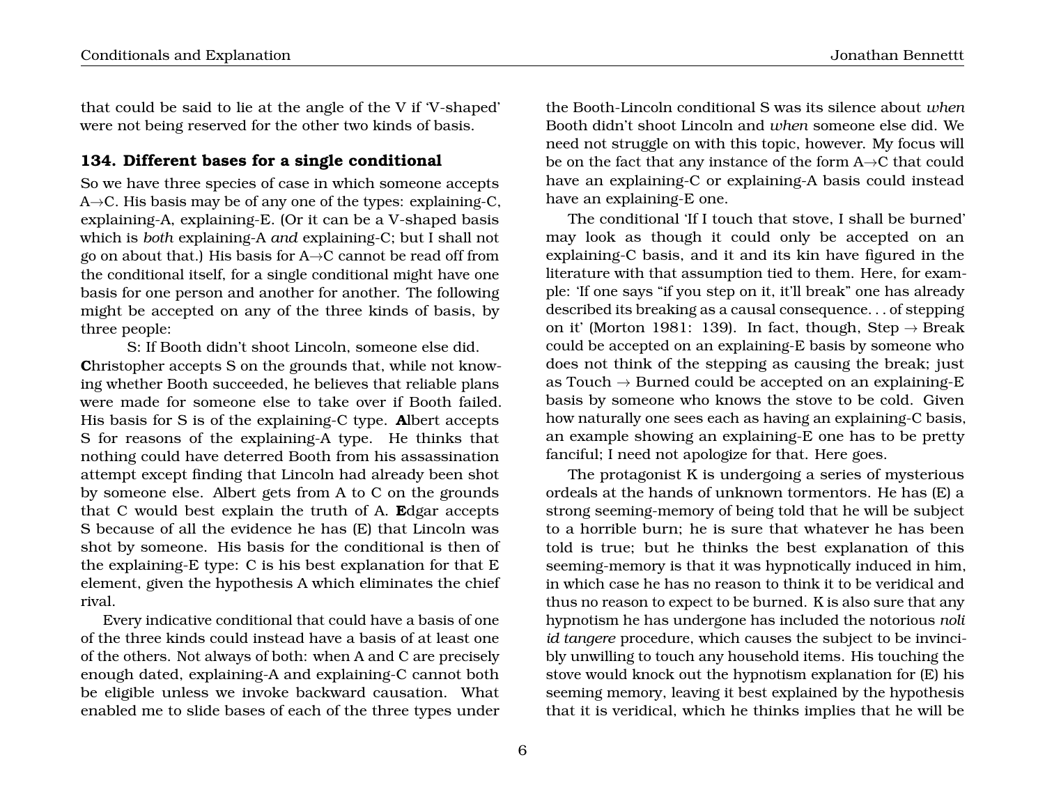that could be said to lie at the angle of the V if 'V-shaped' were not being reserved for the other two kinds of basis.

## 134. Different bases for a single conditional

So we have three species of case in which someone accepts A→C. His basis may be of any one of the types: explaining-C, explaining-A, explaining-E. (Or it can be a V-shaped basis which is *both* explaining-A *and* explaining-C; but I shall not go on about that.) His basis for A→C cannot be read off from the conditional itself, for a single conditional might have one basis for one person and another for another. The following might be accepted on any of the three kinds of basis, by three people:

S: If Booth didn't shoot Lincoln, someone else did.

**C**hristopher accepts S on the grounds that, while not knowing whether Booth succeeded, he believes that reliable plans were made for someone else to take over if Booth failed. His basis for S is of the explaining-C type. **A**lbert accepts S for reasons of the explaining-A type. He thinks that nothing could have deterred Booth from his assassination attempt except finding that Lincoln had already been shot by someone else. Albert gets from A to C on the grounds that C would best explain the truth of A. **E**dgar accepts S because of all the evidence he has (E) that Lincoln was shot by someone. His basis for the conditional is then of the explaining-E type: C is his best explanation for that E element, given the hypothesis A which eliminates the chief rival.

Every indicative conditional that could have a basis of one of the three kinds could instead have a basis of at least one of the others. Not always of both: when A and C are precisely enough dated, explaining-A and explaining-C cannot both be eligible unless we invoke backward causation. What enabled me to slide bases of each of the three types under the Booth-Lincoln conditional S was its silence about *when* Booth didn't shoot Lincoln and *when* someone else did. We need not struggle on with this topic, however. My focus will be on the fact that any instance of the form A→C that could have an explaining-C or explaining-A basis could instead have an explaining-E one.

The conditional 'If I touch that stove, I shall be burned' may look as though it could only be accepted on an explaining-C basis, and it and its kin have figured in the literature with that assumption tied to them. Here, for example: 'If one says "if you step on it, it'll break" one has already described its breaking as a causal consequence. . . of stepping on it' (Morton 1981: 139). In fact, though, Step → Break could be accepted on an explaining-E basis by someone who does not think of the stepping as causing the break; just as Touch → Burned could be accepted on an explaining-E basis by someone who knows the stove to be cold. Given how naturally one sees each as having an explaining-C basis, an example showing an explaining-E one has to be pretty fanciful; I need not apologize for that. Here goes.

The protagonist K is undergoing a series of mysterious ordeals at the hands of unknown tormentors. He has (E) a strong seeming-memory of being told that he will be subject to a horrible burn; he is sure that whatever he has been told is true; but he thinks the best explanation of this seeming-memory is that it was hypnotically induced in him, in which case he has no reason to think it to be veridical and thus no reason to expect to be burned. K is also sure that any hypnotism he has undergone has included the notorious *noli id tangere* procedure, which causes the subject to be invincibly unwilling to touch any household items. His touching the stove would knock out the hypnotism explanation for (E) his seeming memory, leaving it best explained by the hypothesis that it is veridical, which he thinks implies that he will be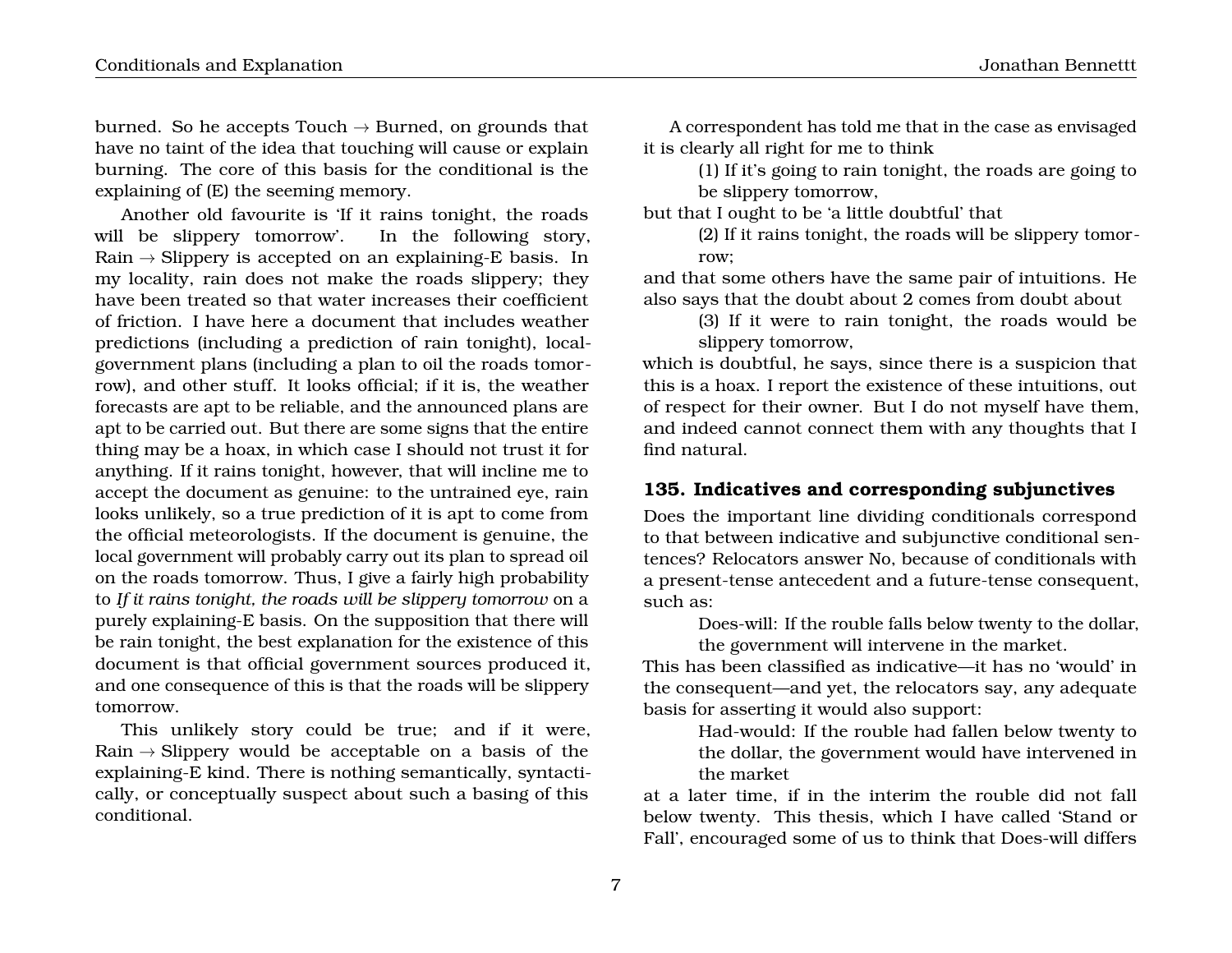burned. So he accepts Touch → Burned, on grounds that have no taint of the idea that touching will cause or explain burning. The core of this basis for the conditional is the explaining of (E) the seeming memory.

Another old favourite is 'If it rains tonight, the roads will be slippery tomorrow'. In the following story, Rain → Slippery is accepted on an explaining-E basis. In my locality, rain does not make the roads slippery; they have been treated so that water increases their coefficient of friction. I have here a document that includes weather predictions (including a prediction of rain tonight), local-government plans (including a plan to oil the roads tomorrow), and other stuff. It looks official; if it is, the weather forecasts are apt to be reliable, and the announced plans are apt to be carried out. But there are some signs that the entire thing may be a hoax, in which case I should not trust it for anything. If it rains tonight, however, that will incline me to accept the document as genuine: to the untrained eye, rain looks unlikely, so a true prediction of it is apt to come from the official meteorologists. If the document is genuine, the local government will probably carry out its plan to spread oil on the roads tomorrow. Thus, I give a fairly high probability to *If it rains tonight, the roads will be slippery tomorrow* on a purely explaining-E basis. On the supposition that there will be rain tonight, the best explanation for the existence of this document is that official government sources produced it, and one consequence of this is that the roads will be slippery tomorrow.

This unlikely story could be true; and if it were, Rain → Slippery would be acceptable on a basis of the explaining-E kind. There is nothing semantically, syntactically, or conceptually suspect about such a basing of this conditional.

A correspondent has told me that in the case as envisaged it is clearly all right for me to think

> (1) If it's going to rain tonight, the roads are going to be slippery tomorrow,

but that I ought to be 'a little doubtful' that

> (2) If it rains tonight, the roads will be slippery tomorrow;

and that some others have the same pair of intuitions. He also says that the doubt about 2 comes from doubt about

> (3) If it were to rain tonight, the roads would be slippery tomorrow,

which is doubtful, he says, since there is a suspicion that this is a hoax. I report the existence of these intuitions, out of respect for their owner. But I do not myself have them, and indeed cannot connect them with any thoughts that I find natural.

### 135. Indicatives and corresponding subjunctives

Does the important line dividing conditionals correspond to that between indicative and subjunctive conditional sentences? Relocators answer No, because of conditionals with a present-tense antecedent and a future-tense consequent, such as:

> Does-will: If the rouble falls below twenty to the dollar, the government will intervene in the market.

This has been classified as indicative—it has no 'would' in the consequent—and yet, the relocators say, any adequate basis for asserting it would also support:

> Had-would: If the rouble had fallen below twenty to the dollar, the government would have intervened in the market

at a later time, if in the interim the rouble did not fall below twenty. This thesis, which I have called 'Stand or Fall', encouraged some of us to think that Does-will differs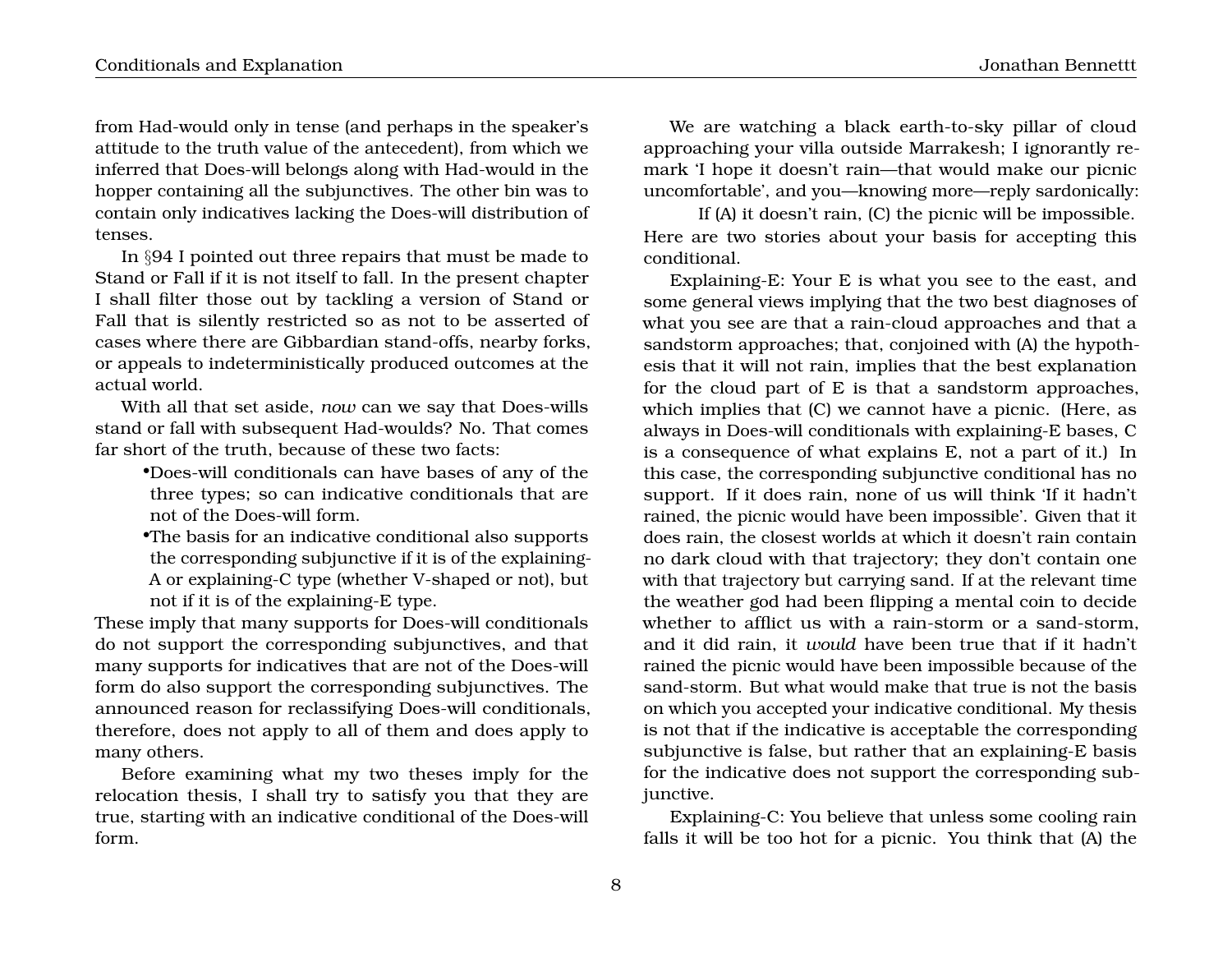from Had-would only in tense (and perhaps in the speaker's attitude to the truth value of the antecedent), from which we inferred that Does-will belongs along with Had-would in the hopper containing all the subjunctives. The other bin was to contain only indicatives lacking the Does-will distribution of tenses.

In §94 I pointed out three repairs that must be made to Stand or Fall if it is not itself to fall. In the present chapter I shall filter those out by tackling a version of Stand or Fall that is silently restricted so as not to be asserted of cases where there are Gibbardian stand-offs, nearby forks, or appeals to indeterministically produced outcomes at the actual world.

With all that set aside, *now* can we say that Does-wills stand or fall with subsequent Had-woulds? No. That comes far short of the truth, because of these two facts:

- Does-will conditionals can have bases of any of the three types; so can indicative conditionals that are not of the Does-will form.
- The basis for an indicative conditional also supports the corresponding subjunctive if it is of the explaining-A or explaining-C type (whether V-shaped or not), but not if it is of the explaining-E type.

These imply that many supports for Does-will conditionals do not support the corresponding subjunctives, and that many supports for indicatives that are not of the Does-will form do also support the corresponding subjunctives. The announced reason for reclassifying Does-will conditionals, therefore, does not apply to all of them and does apply to many others.

Before examining what my two theses imply for the relocation thesis, I shall try to satisfy you that they are true, starting with an indicative conditional of the Does-will form.

We are watching a black earth-to-sky pillar of cloud approaching your villa outside Marrakesh; I ignorantly remark 'I hope it doesn't rain—that would make our picnic uncomfortable', and you—knowing more—reply sardonically:

If (A) it doesn't rain, (C) the picnic will be impossible.

Here are two stories about your basis for accepting this conditional.

Explaining-E: Your E is what you see to the east, and some general views implying that the two best diagnoses of what you see are that a rain-cloud approaches and that a sandstorm approaches; that, conjoined with (A) the hypothesis that it will not rain, implies that the best explanation for the cloud part of E is that a sandstorm approaches, which implies that (C) we cannot have a picnic. (Here, as always in Does-will conditionals with explaining-E bases, C is a consequence of what explains E, not a part of it.) In this case, the corresponding subjunctive conditional has no support. If it does rain, none of us will think 'If it hadn't rained, the picnic would have been impossible'. Given that it does rain, the closest worlds at which it doesn't rain contain no dark cloud with that trajectory; they don't contain one with that trajectory but carrying sand. If at the relevant time the weather god had been flipping a mental coin to decide whether to afflict us with a rain-storm or a sand-storm, and it did rain, it *would* have been true that if it hadn't rained the picnic would have been impossible because of the sand-storm. But what would make that true is not the basis on which you accepted your indicative conditional. My thesis is not that if the indicative is acceptable the corresponding subjunctive is false, but rather that an explaining-E basis for the indicative does not support the corresponding subjunctive.

Explaining-C: You believe that unless some cooling rain falls it will be too hot for a picnic. You think that (A) the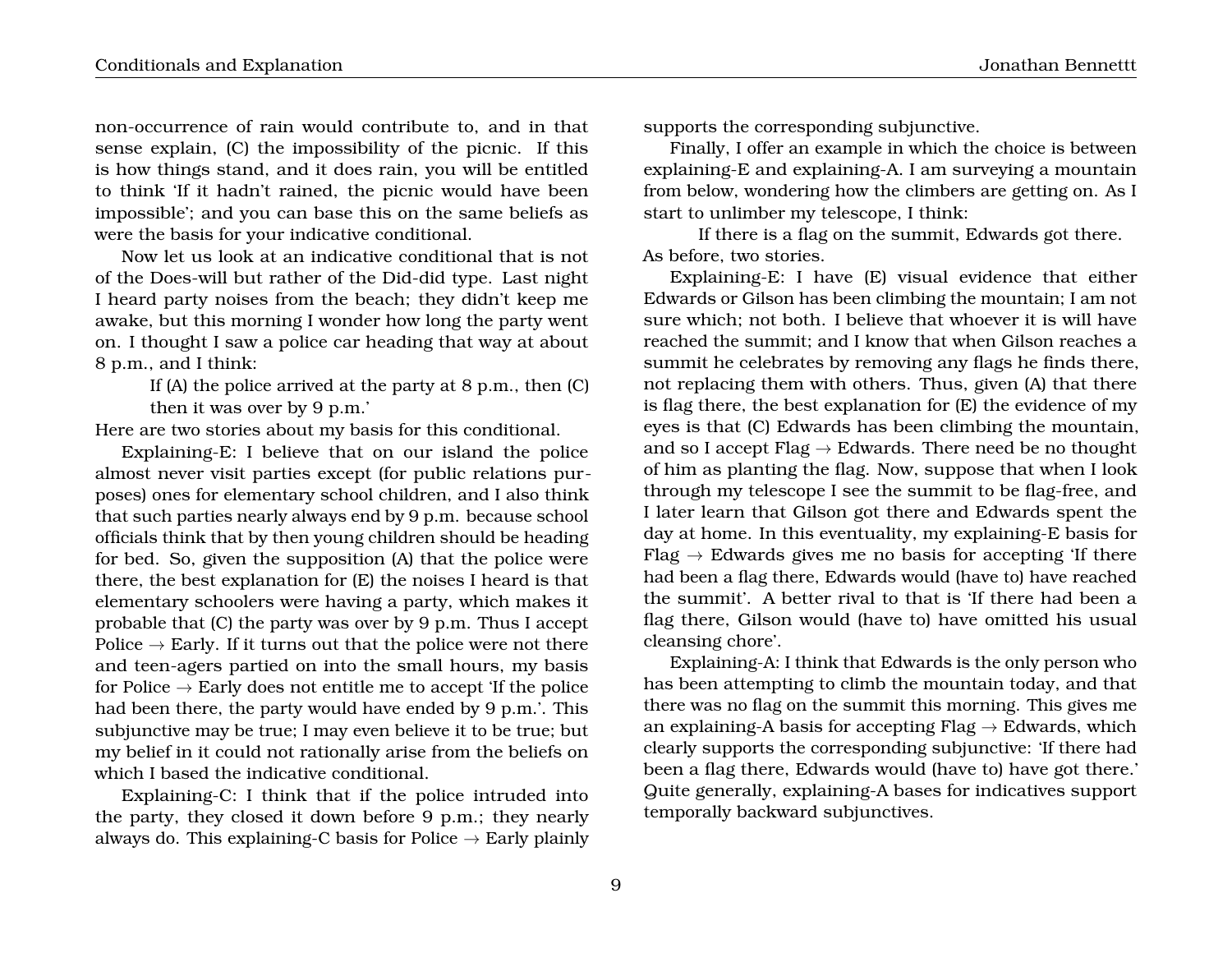non-occurrence of rain would contribute to, and in that sense explain, (C) the impossibility of the picnic. If this is how things stand, and it does rain, you will be entitled to think 'If it hadn't rained, the picnic would have been impossible'; and you can base this on the same beliefs as were the basis for your indicative conditional.

Now let us look at an indicative conditional that is not of the Does-will but rather of the Did-did type. Last night I heard party noises from the beach; they didn't keep me awake, but this morning I wonder how long the party went on. I thought I saw a police car heading that way at about 8 p.m., and I think:

> If (A) the police arrived at the party at 8 p.m., then (C) then it was over by 9 p.m.'

Here are two stories about my basis for this conditional.

Explaining-E: I believe that on our island the police almost never visit parties except (for public relations purposes) ones for elementary school children, and I also think that such parties nearly always end by 9 p.m. because school officials think that by then young children should be heading for bed. So, given the supposition (A) that the police were there, the best explanation for (E) the noises I heard is that elementary schoolers were having a party, which makes it probable that (C) the party was over by 9 p.m. Thus I accept Police → Early. If it turns out that the police were not there and teen-agers partied on into the small hours, my basis for Police → Early does not entitle me to accept 'If the police had been there, the party would have ended by 9 p.m.'. This subjunctive may be true; I may even believe it to be true; but my belief in it could not rationally arise from the beliefs on which I based the indicative conditional.

Explaining-C: I think that if the police intruded into the party, they closed it down before 9 p.m.; they nearly always do. This explaining-C basis for Police → Early plainly supports the corresponding subjunctive.

Finally, I offer an example in which the choice is between explaining-E and explaining-A. I am surveying a mountain from below, wondering how the climbers are getting on. As I start to unlimber my telescope, I think:

> If there is a flag on the summit, Edwards got there.

As before, two stories.

Explaining-E: I have (E) visual evidence that either Edwards or Gilson has been climbing the mountain; I am not sure which; not both. I believe that whoever it is will have reached the summit; and I know that when Gilson reaches a summit he celebrates by removing any flags he finds there, not replacing them with others. Thus, given (A) that there is flag there, the best explanation for (E) the evidence of my eyes is that (C) Edwards has been climbing the mountain, and so I accept Flag → Edwards. There need be no thought of him as planting the flag. Now, suppose that when I look through my telescope I see the summit to be flag-free, and I later learn that Gilson got there and Edwards spent the day at home. In this eventuality, my explaining-E basis for Flag → Edwards gives me no basis for accepting 'If there had been a flag there, Edwards would (have to) have reached the summit'. A better rival to that is 'If there had been a flag there, Gilson would (have to) have omitted his usual cleansing chore'.

Explaining-A: I think that Edwards is the only person who has been attempting to climb the mountain today, and that there was no flag on the summit this morning. This gives me an explaining-A basis for accepting Flag → Edwards, which clearly supports the corresponding subjunctive: 'If there had been a flag there, Edwards would (have to) have got there.' Quite generally, explaining-A bases for indicatives support temporally backward subjunctives.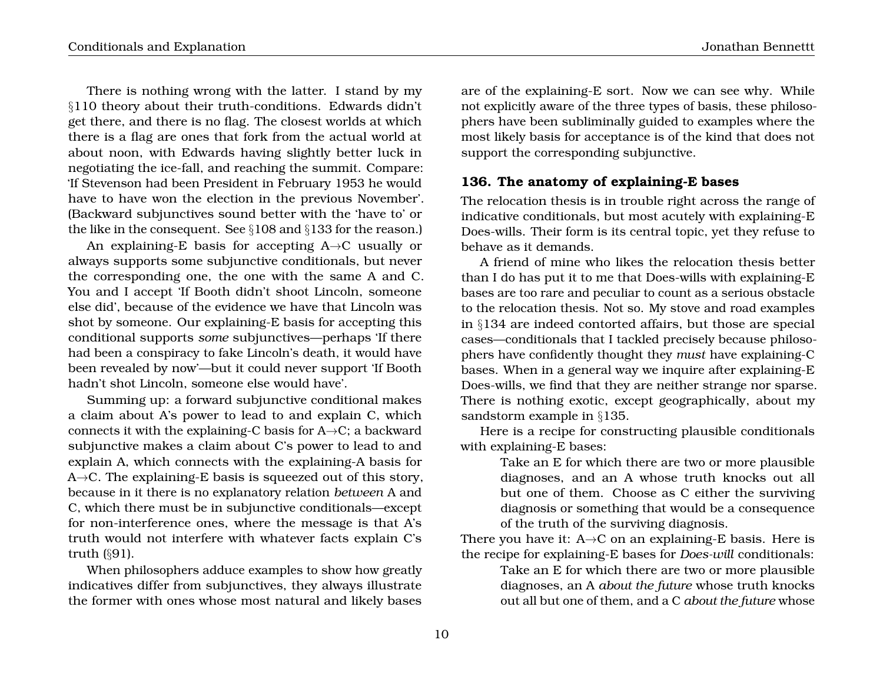There is nothing wrong with the latter. I stand by my §110 theory about their truth-conditions. Edwards didn't get there, and there is no flag. The closest worlds at which there is a flag are ones that fork from the actual world at about noon, with Edwards having slightly better luck in negotiating the ice-fall, and reaching the summit. Compare: 'If Stevenson had been President in February 1953 he would have to have won the election in the previous November'. (Backward subjunctives sound better with the 'have to' or the like in the consequent. See §108 and §133 for the reason.)

An explaining-E basis for accepting A→C usually or always supports some subjunctive conditionals, but never the corresponding one, the one with the same A and C. You and I accept 'If Booth didn't shoot Lincoln, someone else did', because of the evidence we have that Lincoln was shot by someone. Our explaining-E basis for accepting this conditional supports *some* subjunctives—perhaps 'If there had been a conspiracy to fake Lincoln's death, it would have been revealed by now'—but it could never support 'If Booth hadn't shot Lincoln, someone else would have'.

Summing up: a forward subjunctive conditional makes a claim about A's power to lead to and explain C, which connects it with the explaining-C basis for A→C; a backward subjunctive makes a claim about C's power to lead to and explain A, which connects with the explaining-A basis for A→C. The explaining-E basis is squeezed out of this story, because in it there is no explanatory relation *between* A and C, which there must be in subjunctive conditionals—except for non-interference ones, where the message is that A's truth would not interfere with whatever facts explain C's truth (§91).

When philosophers adduce examples to show how greatly indicatives differ from subjunctives, they always illustrate the former with ones whose most natural and likely bases are of the explaining-E sort. Now we can see why. While not explicitly aware of the three types of basis, these philosophers have been subliminally guided to examples where the most likely basis for acceptance is of the kind that does not support the corresponding subjunctive.

## 136. The anatomy of explaining-E bases

The relocation thesis is in trouble right across the range of indicative conditionals, but most acutely with explaining-E Does-wills. Their form is its central topic, yet they refuse to behave as it demands.

A friend of mine who likes the relocation thesis better than I do has put it to me that Does-wills with explaining-E bases are too rare and peculiar to count as a serious obstacle to the relocation thesis. Not so. My stove and road examples in §134 are indeed contorted affairs, but those are special cases—conditionals that I tackled precisely because philosophers have confidently thought they *must* have explaining-C bases. When in a general way we inquire after explaining-E Does-wills, we find that they are neither strange nor sparse. There is nothing exotic, except geographically, about my sandstorm example in §135.

Here is a recipe for constructing plausible conditionals with explaining-E bases:

> Take an E for which there are two or more plausible diagnoses, and an A whose truth knocks out all but one of them. Choose as C either the surviving diagnosis or something that would be a consequence of the truth of the surviving diagnosis.

There you have it: A→C on an explaining-E basis. Here is the recipe for explaining-E bases for *Does-will* conditionals:

> Take an E for which there are two or more plausible diagnoses, an A *about the future* whose truth knocks out all but one of them, and a C *about the future* whose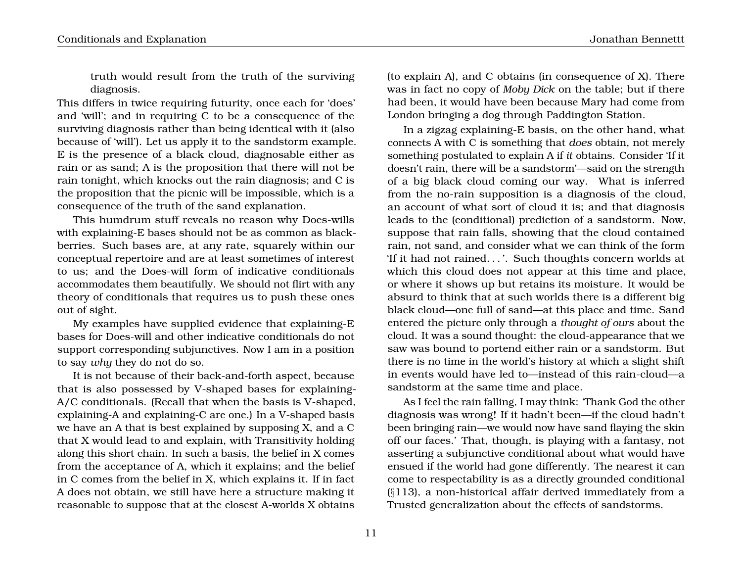truth would result from the truth of the surviving diagnosis.

This differs in twice requiring futurity, once each for 'does' and 'will'; and in requiring C to be a consequence of the surviving diagnosis rather than being identical with it (also because of 'will'). Let us apply it to the sandstorm example. E is the presence of a black cloud, diagnosable either as rain or as sand; A is the proposition that there will not be rain tonight, which knocks out the rain diagnosis; and C is the proposition that the picnic will be impossible, which is a consequence of the truth of the sand explanation.

This humdrum stuff reveals no reason why Does-wills with explaining-E bases should not be as common as blackberries. Such bases are, at any rate, squarely within our conceptual repertoire and are at least sometimes of interest to us; and the Does-will form of indicative conditionals accommodates them beautifully. We should not flirt with any theory of conditionals that requires us to push these ones out of sight.

My examples have supplied evidence that explaining-E bases for Does-will and other indicative conditionals do not support corresponding subjunctives. Now I am in a position to say *why* they do not do so.

It is not because of their back-and-forth aspect, because that is also possessed by V-shaped bases for explaining-A/C conditionals. (Recall that when the basis is V-shaped, explaining-A and explaining-C are one.) In a V-shaped basis we have an A that is best explained by supposing X, and a C that X would lead to and explain, with Transitivity holding along this short chain. In such a basis, the belief in X comes from the acceptance of A, which it explains; and the belief in C comes from the belief in X, which explains it. If in fact A does not obtain, we still have here a structure making it reasonable to suppose that at the closest A-worlds X obtains (to explain A), and C obtains (in consequence of X). There was in fact no copy of *Moby Dick* on the table; but if there had been, it would have been because Mary had come from London bringing a dog through Paddington Station.

In a zigzag explaining-E basis, on the other hand, what connects A with C is something that *does* obtain, not merely something postulated to explain A if *it* obtains. Consider 'If it doesn't rain, there will be a sandstorm'—said on the strength of a big black cloud coming our way. What is inferred from the no-rain supposition is a diagnosis of the cloud, an account of what sort of cloud it is; and that diagnosis leads to the (conditional) prediction of a sandstorm. Now, suppose that rain falls, showing that the cloud contained rain, not sand, and consider what we can think of the form 'If it had not rained. . . '. Such thoughts concern worlds at which this cloud does not appear at this time and place, or where it shows up but retains its moisture. It would be absurd to think that at such worlds there is a different big black cloud—one full of sand—at this place and time. Sand entered the picture only through a *thought of ours* about the cloud. It was a sound thought: the cloud-appearance that we saw was bound to portend either rain or a sandstorm. But there is no time in the world's history at which a slight shift in events would have led to—instead of this rain-cloud—a sandstorm at the same time and place.

As I feel the rain falling, I may think: 'Thank God the other diagnosis was wrong! If it hadn't been—if the cloud hadn't been bringing rain—we would now have sand flaying the skin off our faces.' That, though, is playing with a fantasy, not asserting a subjunctive conditional about what would have ensued if the world had gone differently. The nearest it can come to respectability is as a directly grounded conditional (§113), a non-historical affair derived immediately from a Trusted generalization about the effects of sandstorms.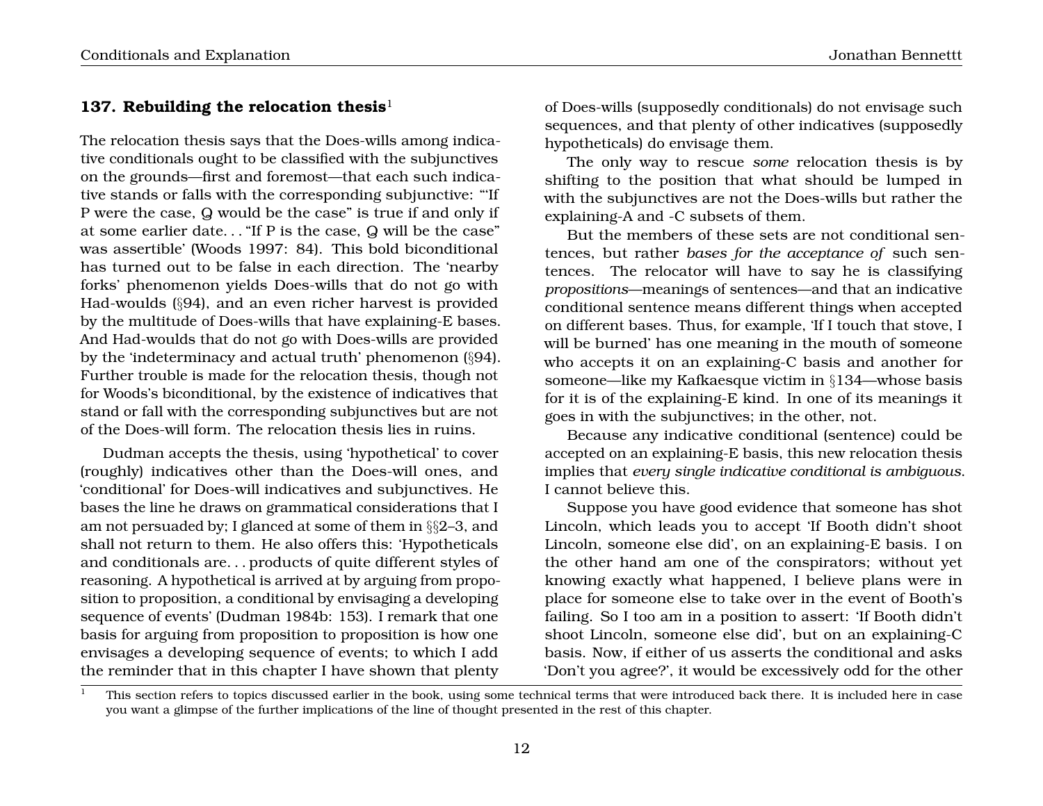## 137. Rebuilding the relocation thesis[1]

The relocation thesis says that the Does-wills among indicative conditionals ought to be classified with the subjunctives on the grounds—first and foremost—that each such indicative stands or falls with the corresponding subjunctive: '"If P were the case, Q would be the case" is true if and only if at some earlier date. . . "If P is the case, Q will be the case" was assertible' (Woods 1997: 84). This bold biconditional has turned out to be false in each direction. The 'nearby forks' phenomenon yields Does-wills that do not go with Had-woulds (§94), and an even richer harvest is provided by the multitude of Does-wills that have explaining-E bases. And Had-woulds that do not go with Does-wills are provided by the 'indeterminacy and actual truth' phenomenon (§94). Further trouble is made for the relocation thesis, though not for Woods's biconditional, by the existence of indicatives that stand or fall with the corresponding subjunctives but are not of the Does-will form. The relocation thesis lies in ruins.

Dudman accepts the thesis, using 'hypothetical' to cover (roughly) indicatives other than the Does-will ones, and 'conditional' for Does-will indicatives and subjunctives. He bases the line he draws on grammatical considerations that I am not persuaded by; I glanced at some of them in §§2–3, and shall not return to them. He also offers this: 'Hypotheticals and conditionals are. . . products of quite different styles of reasoning. A hypothetical is arrived at by arguing from proposition to proposition, a conditional by envisaging a developing sequence of events' (Dudman 1984b: 153). I remark that one basis for arguing from proposition to proposition is how one envisages a developing sequence of events; to which I add the reminder that in this chapter I have shown that plenty of Does-wills (supposedly conditionals) do not envisage such sequences, and that plenty of other indicatives (supposedly hypotheticals) do envisage them.

The only way to rescue *some* relocation thesis is by shifting to the position that what should be lumped in with the subjunctives are not the Does-wills but rather the explaining-A and -C subsets of them.

But the members of these sets are not conditional sentences, but rather *bases for the acceptance of* such sentences. The relocator will have to say he is classifying *propositions*—meanings of sentences—and that an indicative conditional sentence means different things when accepted on different bases. Thus, for example, 'If I touch that stove, I will be burned' has one meaning in the mouth of someone who accepts it on an explaining-C basis and another for someone—like my Kafkaesque victim in §134—whose basis for it is of the explaining-E kind. In one of its meanings it goes in with the subjunctives; in the other, not.

Because any indicative conditional (sentence) could be accepted on an explaining-E basis, this new relocation thesis implies that *every single indicative conditional is ambiguous*. I cannot believe this.

Suppose you have good evidence that someone has shot Lincoln, which leads you to accept 'If Booth didn't shoot Lincoln, someone else did', on an explaining-E basis. I on the other hand am one of the conspirators; without yet knowing exactly what happened, I believe plans were in place for someone else to take over in the event of Booth's failing. So I too am in a position to assert: 'If Booth didn't shoot Lincoln, someone else did', but on an explaining-C basis. Now, if either of us asserts the conditional and asks 'Don't you agree?', it would be excessively odd for the other

[1] This section refers to topics discussed earlier in the book, using some technical terms that were introduced back there. It is included here in case you want a glimpse of the further implications of the line of thought presented in the rest of this chapter.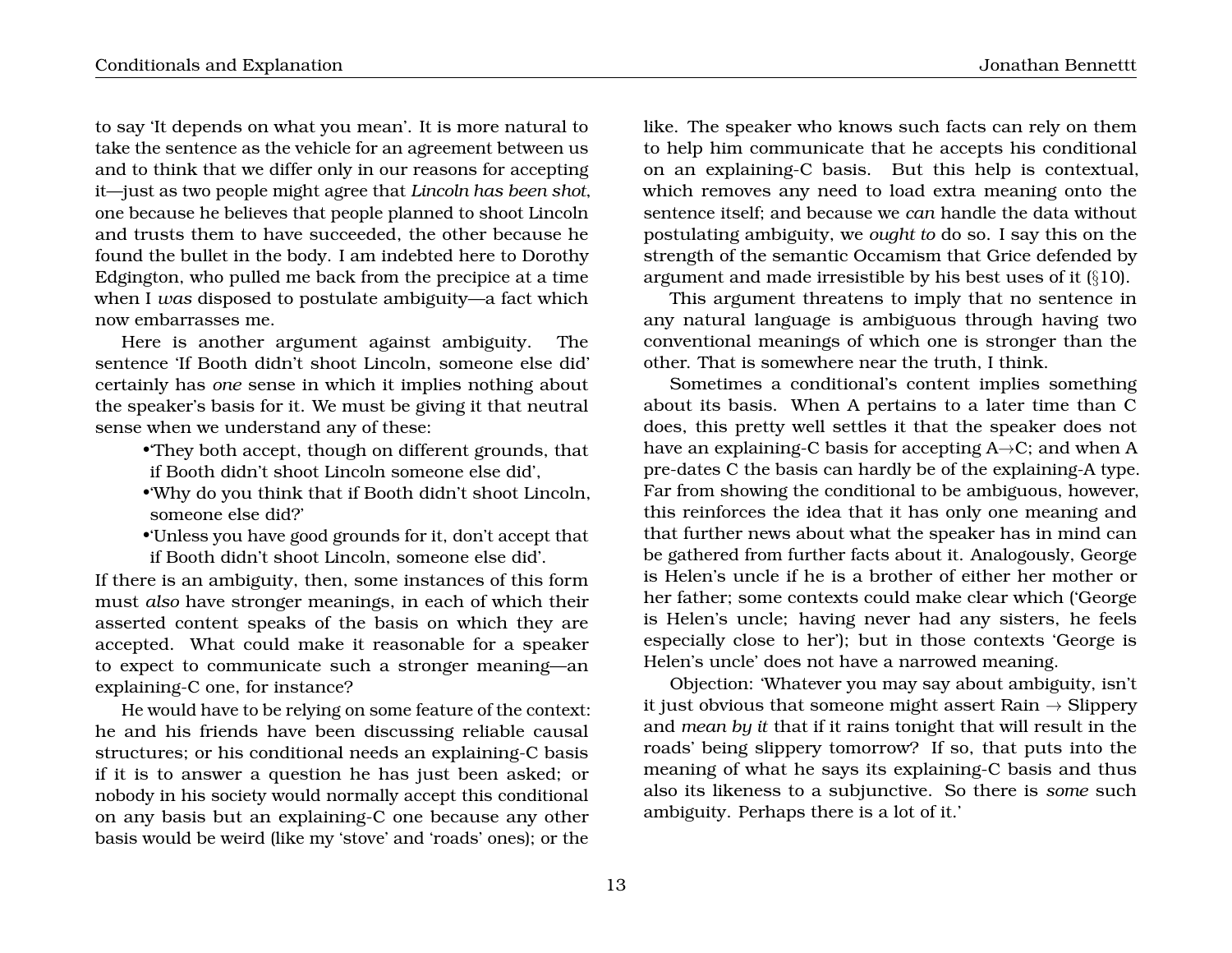to say 'It depends on what you mean'. It is more natural to take the sentence as the vehicle for an agreement between us and to think that we differ only in our reasons for accepting it—just as two people might agree that *Lincoln has been shot*, one because he believes that people planned to shoot Lincoln and trusts them to have succeeded, the other because he found the bullet in the body. I am indebted here to Dorothy Edgington, who pulled me back from the precipice at a time when I *was* disposed to postulate ambiguity—a fact which now embarrasses me.

Here is another argument against ambiguity. The sentence 'If Booth didn't shoot Lincoln, someone else did' certainly has *one* sense in which it implies nothing about the speaker's basis for it. We must be giving it that neutral sense when we understand any of these:

- 'They both accept, though on different grounds, that if Booth didn't shoot Lincoln someone else did',
- 'Why do you think that if Booth didn't shoot Lincoln, someone else did?'
- 'Unless you have good grounds for it, don't accept that if Booth didn't shoot Lincoln, someone else did'.

If there is an ambiguity, then, some instances of this form must *also* have stronger meanings, in each of which their asserted content speaks of the basis on which they are accepted. What could make it reasonable for a speaker to expect to communicate such a stronger meaning—an explaining-C one, for instance?

He would have to be relying on some feature of the context: he and his friends have been discussing reliable causal structures; or his conditional needs an explaining-C basis if it is to answer a question he has just been asked; or nobody in his society would normally accept this conditional on any basis but an explaining-C one because any other basis would be weird (like my 'stove' and 'roads' ones); or the like. The speaker who knows such facts can rely on them to help him communicate that he accepts his conditional on an explaining-C basis. But this help is contextual, which removes any need to load extra meaning onto the sentence itself; and because we *can* handle the data without postulating ambiguity, we *ought to* do so. I say this on the strength of the semantic Occamism that Grice defended by argument and made irresistible by his best uses of it (§10).

This argument threatens to imply that no sentence in any natural language is ambiguous through having two conventional meanings of which one is stronger than the other. That is somewhere near the truth, I think.

Sometimes a conditional's content implies something about its basis. When A pertains to a later time than C does, this pretty well settles it that the speaker does not have an explaining-C basis for accepting A→C; and when A pre-dates C the basis can hardly be of the explaining-A type. Far from showing the conditional to be ambiguous, however, this reinforces the idea that it has only one meaning and that further news about what the speaker has in mind can be gathered from further facts about it. Analogously, George is Helen's uncle if he is a brother of either her mother or her father; some contexts could make clear which ('George is Helen's uncle; having never had any sisters, he feels especially close to her'); but in those contexts 'George is Helen's uncle' does not have a narrowed meaning.

Objection: 'Whatever you may say about ambiguity, isn't it just obvious that someone might assert Rain → Slippery and *mean by it* that if it rains tonight that will result in the roads' being slippery tomorrow? If so, that puts into the meaning of what he says its explaining-C basis and thus also its likeness to a subjunctive. So there is *some* such ambiguity. Perhaps there is a lot of it.'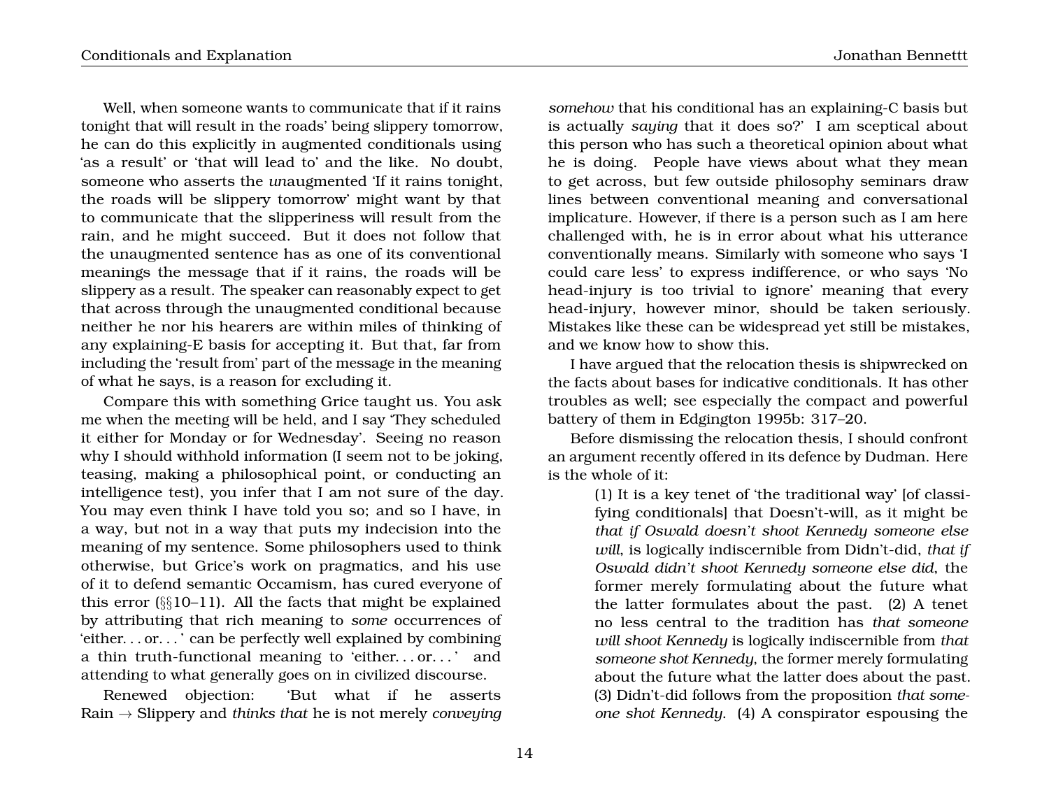Well, when someone wants to communicate that if it rains tonight that will result in the roads' being slippery tomorrow, he can do this explicitly in augmented conditionals using 'as a result' or 'that will lead to' and the like. No doubt, someone who asserts the *un*augmented 'If it rains tonight, the roads will be slippery tomorrow' might want by that to communicate that the slipperiness will result from the rain, and he might succeed. But it does not follow that the unaugmented sentence has as one of its conventional meanings the message that if it rains, the roads will be slippery as a result. The speaker can reasonably expect to get that across through the unaugmented conditional because neither he nor his hearers are within miles of thinking of any explaining-E basis for accepting it. But that, far from including the 'result from' part of the message in the meaning of what he says, is a reason for excluding it.

Compare this with something Grice taught us. You ask me when the meeting will be held, and I say 'They scheduled it either for Monday or for Wednesday'. Seeing no reason why I should withhold information (I seem not to be joking, teasing, making a philosophical point, or conducting an intelligence test), you infer that I am not sure of the day. You may even think I have told you so; and so I have, in a way, but not in a way that puts my indecision into the meaning of my sentence. Some philosophers used to think otherwise, but Grice's work on pragmatics, and his use of it to defend semantic Occamism, has cured everyone of this error (§§10–11). All the facts that might be explained by attributing that rich meaning to *some* occurrences of 'either. . . or. . . ' can be perfectly well explained by combining a thin truth-functional meaning to 'either. . . or. . . ' and attending to what generally goes on in civilized discourse.

Renewed objection: 'But what if he asserts Rain → Slippery and *thinks that* he is not merely *conveying somehow* that his conditional has an explaining-C basis but is actually *saying* that it does so?' I am sceptical about this person who has such a theoretical opinion about what he is doing. People have views about what they mean to get across, but few outside philosophy seminars draw lines between conventional meaning and conversational implicature. However, if there is a person such as I am here challenged with, he is in error about what his utterance conventionally means. Similarly with someone who says 'I could care less' to express indifference, or who says 'No head-injury is too trivial to ignore' meaning that every head-injury, however minor, should be taken seriously. Mistakes like these can be widespread yet still be mistakes, and we know how to show this.

I have argued that the relocation thesis is shipwrecked on the facts about bases for indicative conditionals. It has other troubles as well; see especially the compact and powerful battery of them in Edgington 1995b: 317–20.

Before dismissing the relocation thesis, I should confront an argument recently offered in its defence by Dudman. Here is the whole of it:

> (1) It is a key tenet of 'the traditional way' [of classifying conditionals] that Doesn't-will, as it might be *that if Oswald doesn't shoot Kennedy someone else will*, is logically indiscernible from Didn't-did, *that if Oswald didn't shoot Kennedy someone else did*, the former merely formulating about the future what the latter formulates about the past. (2) A tenet no less central to the tradition has *that someone will shoot Kennedy* is logically indiscernible from *that someone shot Kennedy*, the former merely formulating about the future what the latter does about the past. (3) Didn't-did follows from the proposition *that someone shot Kennedy*. (4) A conspirator espousing the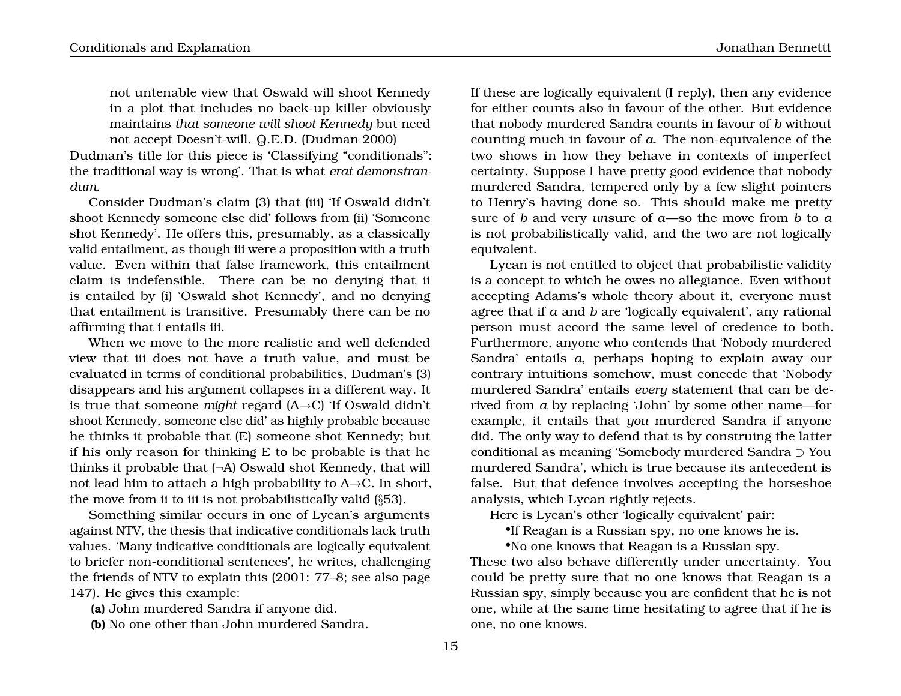> not untenable view that Oswald will shoot Kennedy in a plot that includes no back-up killer obviously maintains *that someone will shoot Kennedy* but need not accept Doesn't-will. Q.E.D. (Dudman 2000)

Dudman's title for this piece is 'Classifying "conditionals": the traditional way is wrong'. That is what *erat demonstrandum*.

Consider Dudman's claim (3) that (iii) 'If Oswald didn't shoot Kennedy someone else did' follows from (ii) 'Someone shot Kennedy'. He offers this, presumably, as a classically valid entailment, as though iii were a proposition with a truth value. Even within that false framework, this entailment claim is indefensible. There can be no denying that ii is entailed by (i) 'Oswald shot Kennedy', and no denying that entailment is transitive. Presumably there can be no affirming that i entails iii.

When we move to the more realistic and well defended view that iii does not have a truth value, and must be evaluated in terms of conditional probabilities, Dudman's (3) disappears and his argument collapses in a different way. It is true that someone *might* regard (A→C) 'If Oswald didn't shoot Kennedy, someone else did' as highly probable because he thinks it probable that (E) someone shot Kennedy; but if his only reason for thinking E to be probable is that he thinks it probable that (¬A) Oswald shot Kennedy, that will not lead him to attach a high probability to A→C. In short, the move from ii to iii is not probabilistically valid (§53).

Something similar occurs in one of Lycan's arguments against NTV, the thesis that indicative conditionals lack truth values. 'Many indicative conditionals are logically equivalent to briefer non-conditional sentences', he writes, challenging the friends of NTV to explain this (2001: 77–8; see also page 147). He gives this example:

**(a)** John murdered Sandra if anyone did.

**(b)** No one other than John murdered Sandra.

If these are logically equivalent (I reply), then any evidence for either counts also in favour of the other. But evidence that nobody murdered Sandra counts in favour of *b* without counting much in favour of *a*. The non-equivalence of the two shows in how they behave in contexts of imperfect certainty. Suppose I have pretty good evidence that nobody murdered Sandra, tempered only by a few slight pointers to Henry's having done so. This should make me pretty sure of *b* and very *un*sure of *a*—so the move from *b* to *a* is not probabilistically valid, and the two are not logically equivalent.

Lycan is not entitled to object that probabilistic validity is a concept to which he owes no allegiance. Even without accepting Adams's whole theory about it, everyone must agree that if *a* and *b* are 'logically equivalent', any rational person must accord the same level of credence to both. Furthermore, anyone who contends that 'Nobody murdered Sandra' entails *a*, perhaps hoping to explain away our contrary intuitions somehow, must concede that 'Nobody murdered Sandra' entails *every* statement that can be derived from *a* by replacing 'John' by some other name—for example, it entails that *you* murdered Sandra if anyone did. The only way to defend that is by construing the latter conditional as meaning 'Somebody murdered Sandra ⊃ You murdered Sandra', which is true because its antecedent is false. But that defence involves accepting the horseshoe analysis, which Lycan rightly rejects.

Here is Lycan's other 'logically equivalent' pair:

- If Reagan is a Russian spy, no one knows he is.
- No one knows that Reagan is a Russian spy.

These two also behave differently under uncertainty. You could be pretty sure that no one knows that Reagan is a Russian spy, simply because you are confident that he is not one, while at the same time hesitating to agree that if he is one, no one knows.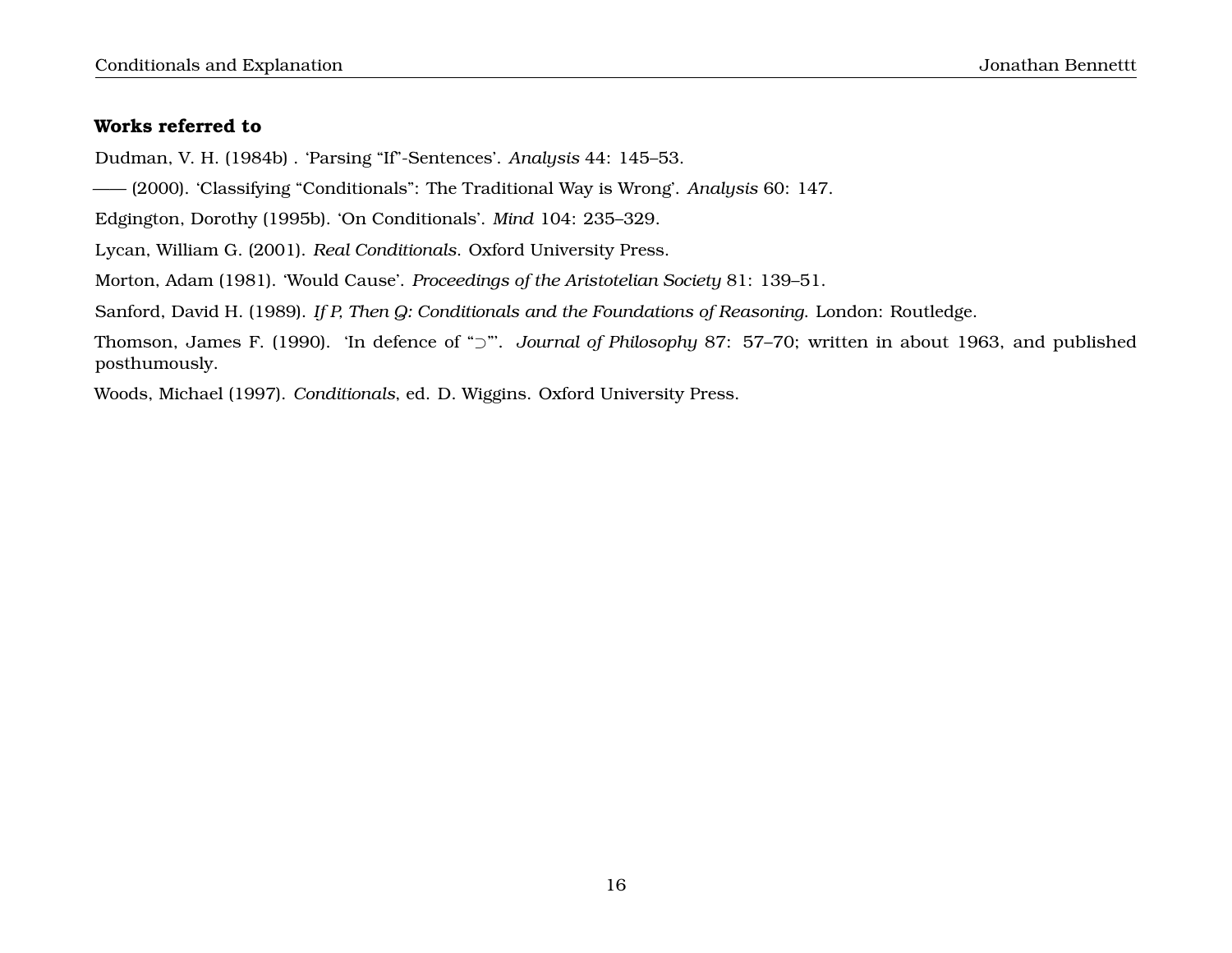## Works referred to

Dudman, V. H. (1984b) . 'Parsing "If"-Sentences'. *Analysis* 44: 145–53.

—— (2000). 'Classifying "Conditionals": The Traditional Way is Wrong'. *Analysis* 60: 147.

Edgington, Dorothy (1995b). 'On Conditionals'. *Mind* 104: 235–329.

Lycan, William G. (2001). *Real Conditionals*. Oxford University Press.

Morton, Adam (1981). 'Would Cause'. *Proceedings of the Aristotelian Society* 81: 139–51.

Sanford, David H. (1989). *If P, Then Q: Conditionals and the Foundations of Reasoning*. London: Routledge.

Thomson, James F. (1990). 'In defence of "⊃"'. *Journal of Philosophy* 87: 57–70; written in about 1963, and published posthumously.

Woods, Michael (1997). *Conditionals*, ed. D. Wiggins. Oxford University Press.